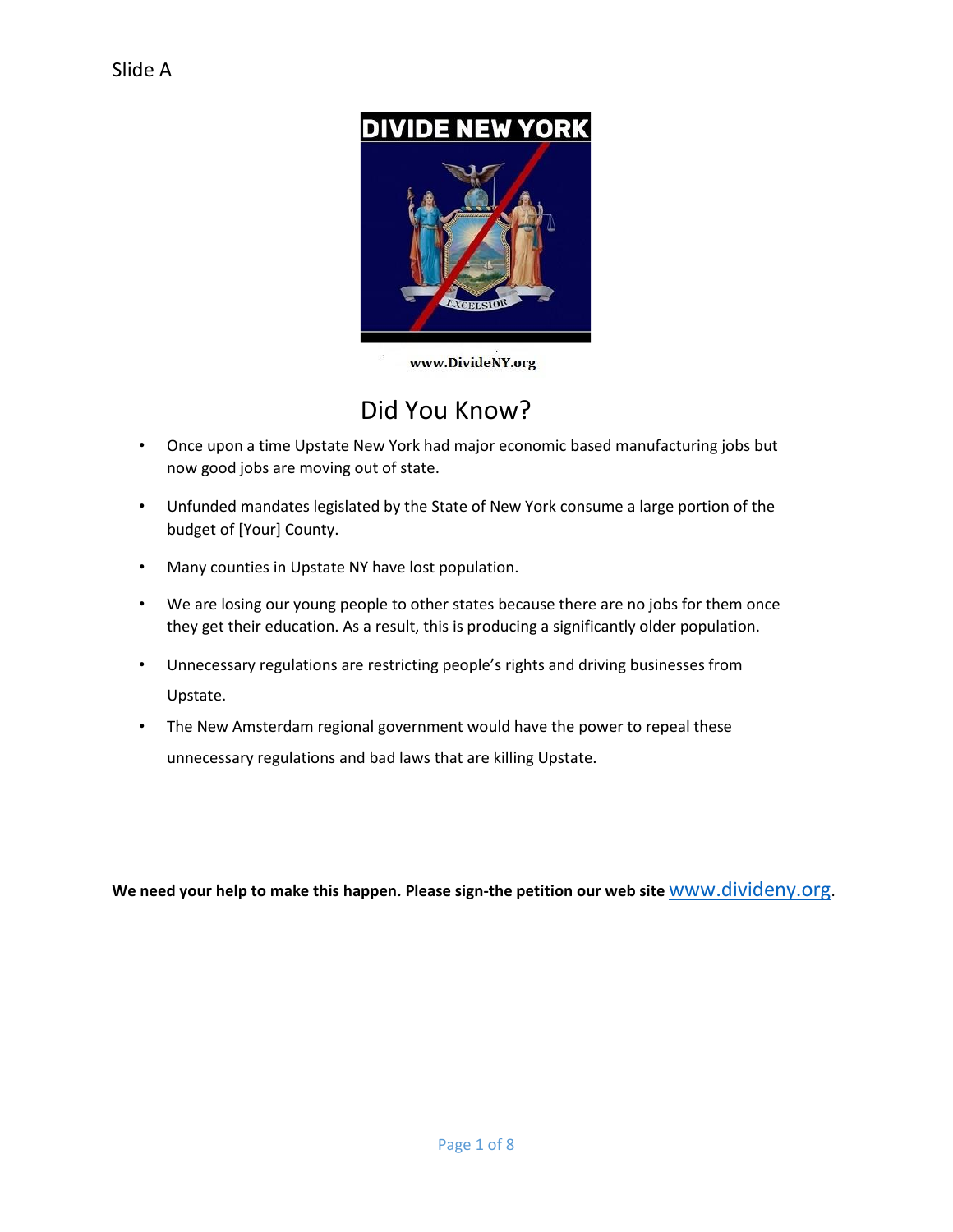Slide A

DIVIDE NEW YORK

www.DivideNY.org

## Did You Know?

- Once upon a time Upstate New York had major economic based manufacturing jobs but now good jobs are moving out of state.
- Unfunded mandates legislated by the State of New York consume a large portion of the budget of [Your] County.
- Many counties in Upstate NY have lost population.
- We are losing our young people to other states because there are no jobs for them once they get their education. As a result, this is producing a significantly older population.
- Unnecessary regulations are restricting people's rights and driving businesses from Upstate.
- The New Amsterdam regional government would have the power to repeal these unnecessary regulations and bad laws that are killing Upstate.

**We need your help to make this happen. Please sign-the petition our web site** www.divideny.org.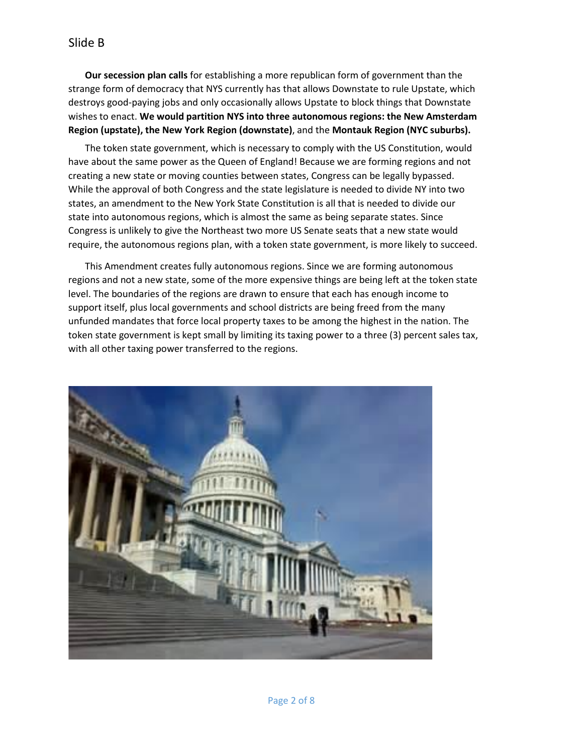## Slide B

**Our secession plan calls** for establishing a more republican form of government than the strange form of democracy that NYS currently has that allows Downstate to rule Upstate, which destroys good-paying jobs and only occasionally allows Upstate to block things that Downstate wishes to enact. **We would partition NYS into three autonomous regions: the New Amsterdam Region (upstate), the New York Region (downstate)**, and the **Montauk Region (NYC suburbs).**

The token state government, which is necessary to comply with the US Constitution, would have about the same power as the Queen of England! Because we are forming regions and not creating a new state or moving counties between states, Congress can be legally bypassed. While the approval of both Congress and the state legislature is needed to divide NY into two states, an amendment to the New York State Constitution is all that is needed to divide our state into autonomous regions, which is almost the same as being separate states. Since Congress is unlikely to give the Northeast two more US Senate seats that a new state would require, the autonomous regions plan, with a token state government, is more likely to succeed.

This Amendment creates fully autonomous regions. Since we are forming autonomous regions and not a new state, some of the more expensive things are being left at the token state level. The boundaries of the regions are drawn to ensure that each has enough income to support itself, plus local governments and school districts are being freed from the many unfunded mandates that force local property taxes to be among the highest in the nation. The token state government is kept small by limiting its taxing power to a three (3) percent sales tax, with all other taxing power transferred to the regions.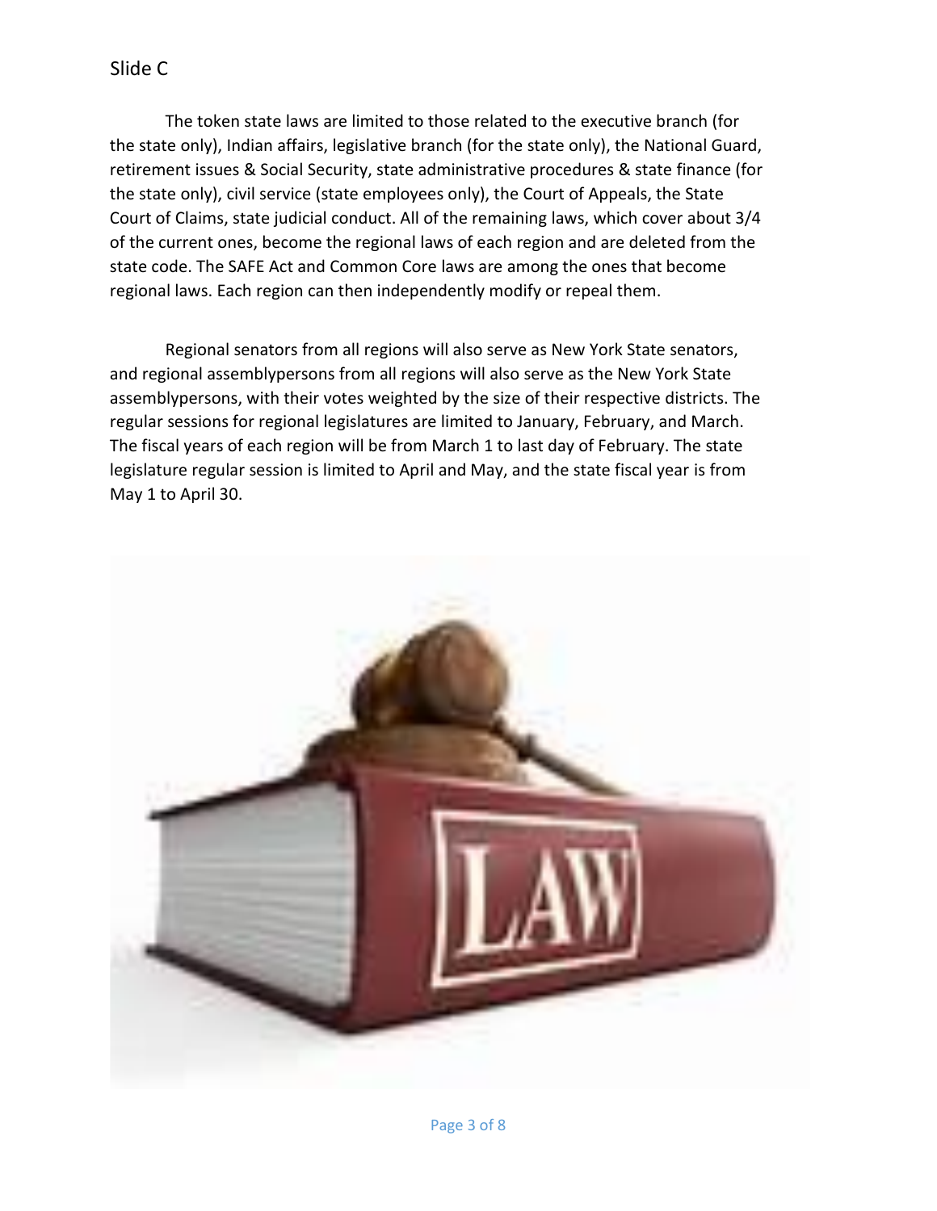## Slide C

The token state laws are limited to those related to the executive branch (for the state only), Indian affairs, legislative branch (for the state only), the National Guard, retirement issues & Social Security, state administrative procedures & state finance (for the state only), civil service (state employees only), the Court of Appeals, the State Court of Claims, state judicial conduct. All of the remaining laws, which cover about 3/4 of the current ones, become the regional laws of each region and are deleted from the state code. The SAFE Act and Common Core laws are among the ones that become regional laws. Each region can then independently modify or repeal them.

Regional senators from all regions will also serve as New York State senators, and regional assemblypersons from all regions will also serve as the New York State assemblypersons, with their votes weighted by the size of their respective districts. The regular sessions for regional legislatures are limited to January, February, and March. The fiscal years of each region will be from March 1 to last day of February. The state legislature regular session is limited to April and May, and the state fiscal year is from May 1 to April 30.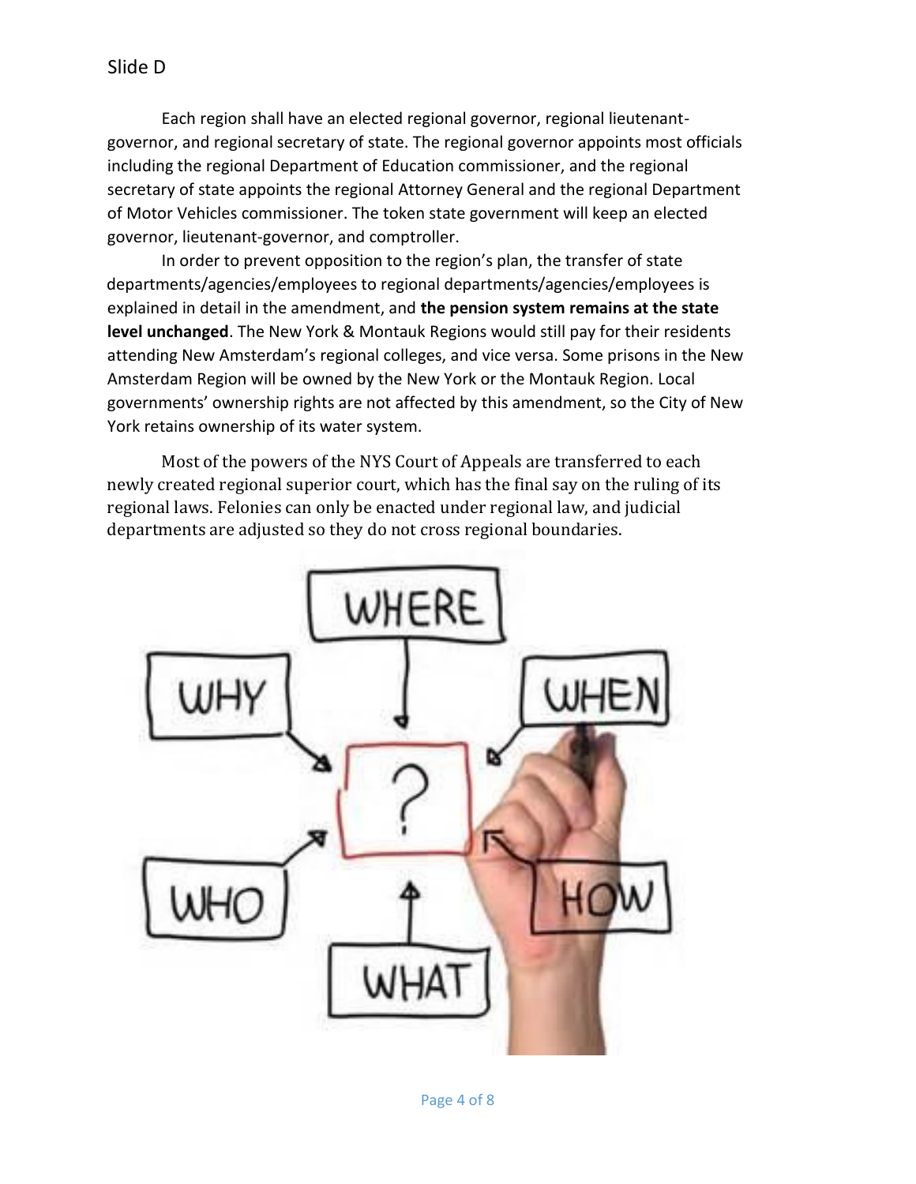Slide D

Each region shall have an elected regional governor, regional lieutenant-governor, and regional secretary of state. The regional governor appoints most officials including the regional Department of Education commissioner, and the regional secretary of state appoints the regional Attorney General and the regional Department of Motor Vehicles commissioner. The token state government will keep an elected governor, lieutenant-governor, and comptroller.

In order to prevent opposition to the region's plan, the transfer of state departments/agencies/employees to regional departments/agencies/employees is explained in detail in the amendment, and **the pension system remains at the state level unchanged**. The New York & Montauk Regions would still pay for their residents attending New Amsterdam's regional colleges, and vice versa. Some prisons in the New Amsterdam Region will be owned by the New York or the Montauk Region. Local governments' ownership rights are not affected by this amendment, so the City of New York retains ownership of its water system.

Most of the powers of the NYS Court of Appeals are transferred to each newly created regional superior court, which has the final say on the ruling of its regional laws. Felonies can only be enacted under regional law, and judicial departments are adjusted so they do not cross regional boundaries.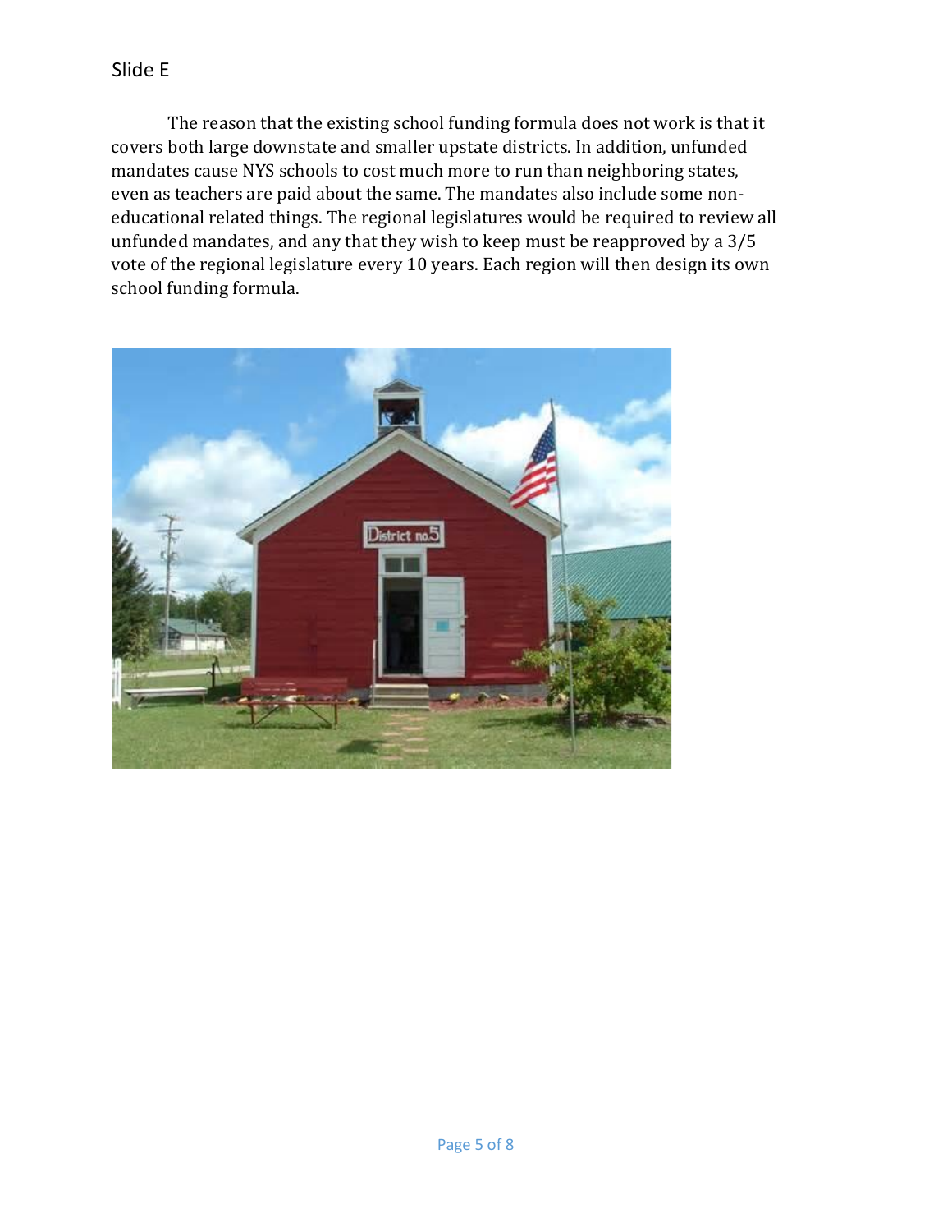Slide E

The reason that the existing school funding formula does not work is that it covers both large downstate and smaller upstate districts. In addition, unfunded mandates cause NYS schools to cost much more to run than neighboring states, even as teachers are paid about the same. The mandates also include some non-educational related things. The regional legislatures would be required to review all unfunded mandates, and any that they wish to keep must be reapproved by a 3/5 vote of the regional legislature every 10 years. Each region will then design its own school funding formula.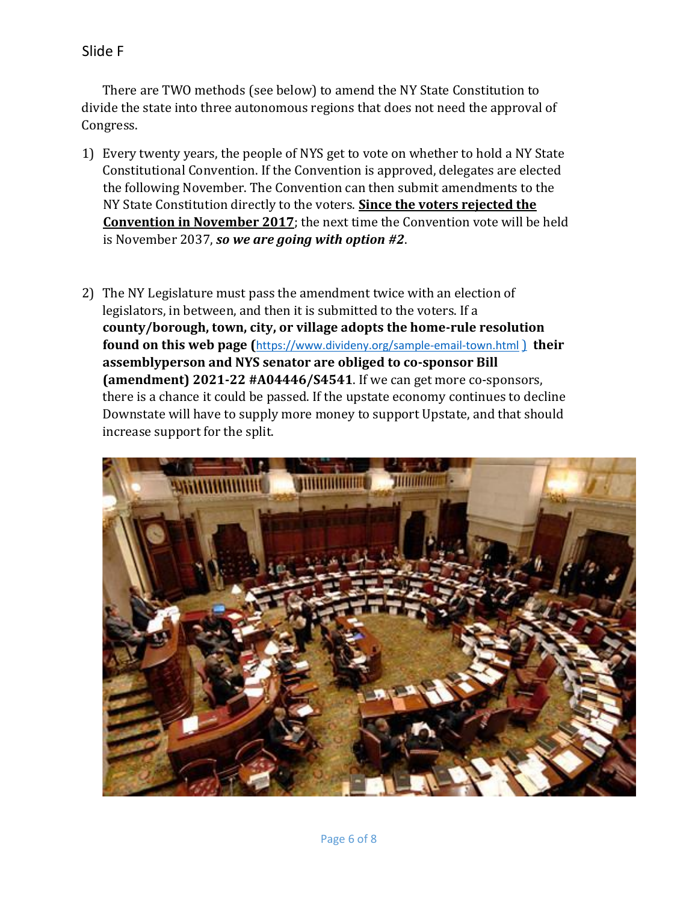Slide F

There are TWO methods (see below) to amend the NY State Constitution to divide the state into three autonomous regions that does not need the approval of Congress.

1) Every twenty years, the people of NYS get to vote on whether to hold a NY State Constitutional Convention. If the Convention is approved, delegates are elected the following November. The Convention can then submit amendments to the NY State Constitution directly to the voters. **Since the voters rejected the Convention in November 2017**; the next time the Convention vote will be held is November 2037, ***so we are going with option #2***.

2) The NY Legislature must pass the amendment twice with an election of legislators, in between, and then it is submitted to the voters. If a **county/borough, town, city, or village adopts the home-rule resolution found on this web page (**https://www.divideny.org/sample-email-town.html ) **their assemblyperson and NYS senator are obliged to co-sponsor Bill (amendment) 2021-22 #A04446/S4541**. If we can get more co-sponsors, there is a chance it could be passed. If the upstate economy continues to decline Downstate will have to supply more money to support Upstate, and that should increase support for the split.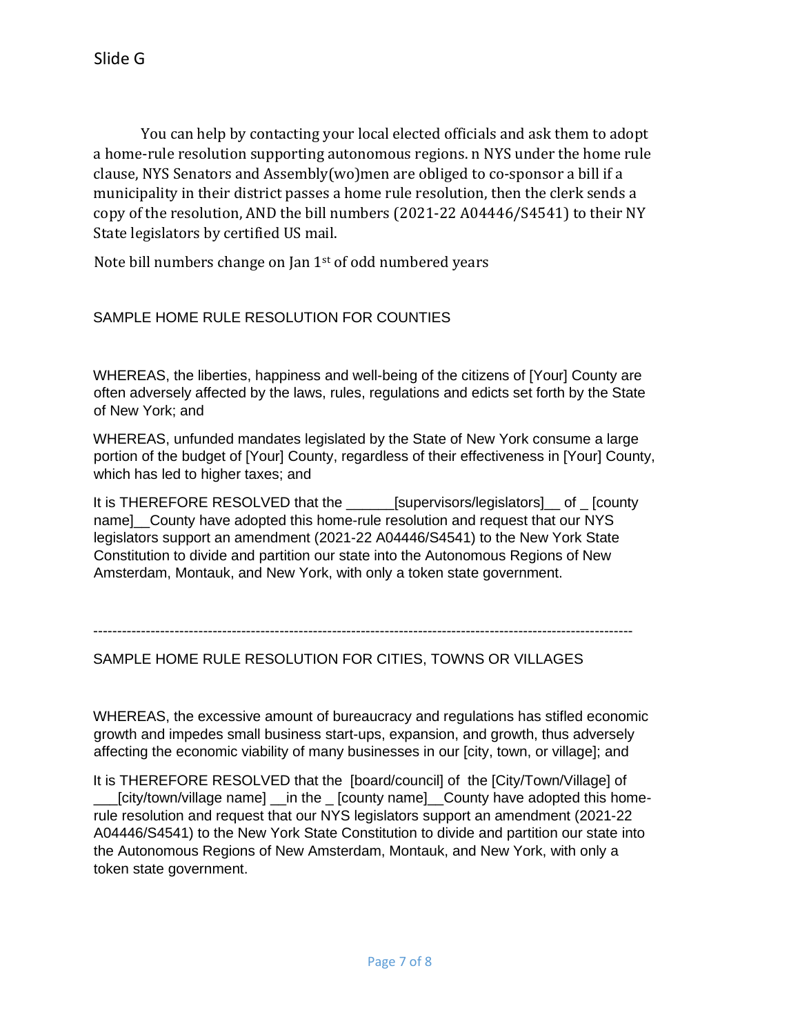Slide G

You can help by contacting your local elected officials and ask them to adopt a home-rule resolution supporting autonomous regions. n NYS under the home rule clause, NYS Senators and Assembly(wo)men are obliged to co-sponsor a bill if a municipality in their district passes a home rule resolution, then the clerk sends a copy of the resolution, AND the bill numbers (2021-22 A04446/S4541) to their NY State legislators by certified US mail.

Note bill numbers change on Jan 1st of odd numbered years

SAMPLE HOME RULE RESOLUTION FOR COUNTIES

WHEREAS, the liberties, happiness and well-being of the citizens of [Your] County are often adversely affected by the laws, rules, regulations and edicts set forth by the State of New York; and

WHEREAS, unfunded mandates legislated by the State of New York consume a large portion of the budget of [Your] County, regardless of their effectiveness in [Your] County, which has led to higher taxes; and

It is THEREFORE RESOLVED that the ______[supervisors/legislators]__ of _ [county name]__County have adopted this home-rule resolution and request that our NYS legislators support an amendment (2021-22 A04446/S4541) to the New York State Constitution to divide and partition our state into the Autonomous Regions of New Amsterdam, Montauk, and New York, with only a token state government.

---

SAMPLE HOME RULE RESOLUTION FOR CITIES, TOWNS OR VILLAGES

WHEREAS, the excessive amount of bureaucracy and regulations has stifled economic growth and impedes small business start-ups, expansion, and growth, thus adversely affecting the economic viability of many businesses in our [city, town, or village]; and

It is THEREFORE RESOLVED that the [board/council] of the [City/Town/Village] of ___[city/town/village name] __in the _ [county name]__County have adopted this home-rule resolution and request that our NYS legislators support an amendment (2021-22 A04446/S4541) to the New York State Constitution to divide and partition our state into the Autonomous Regions of New Amsterdam, Montauk, and New York, with only a token state government.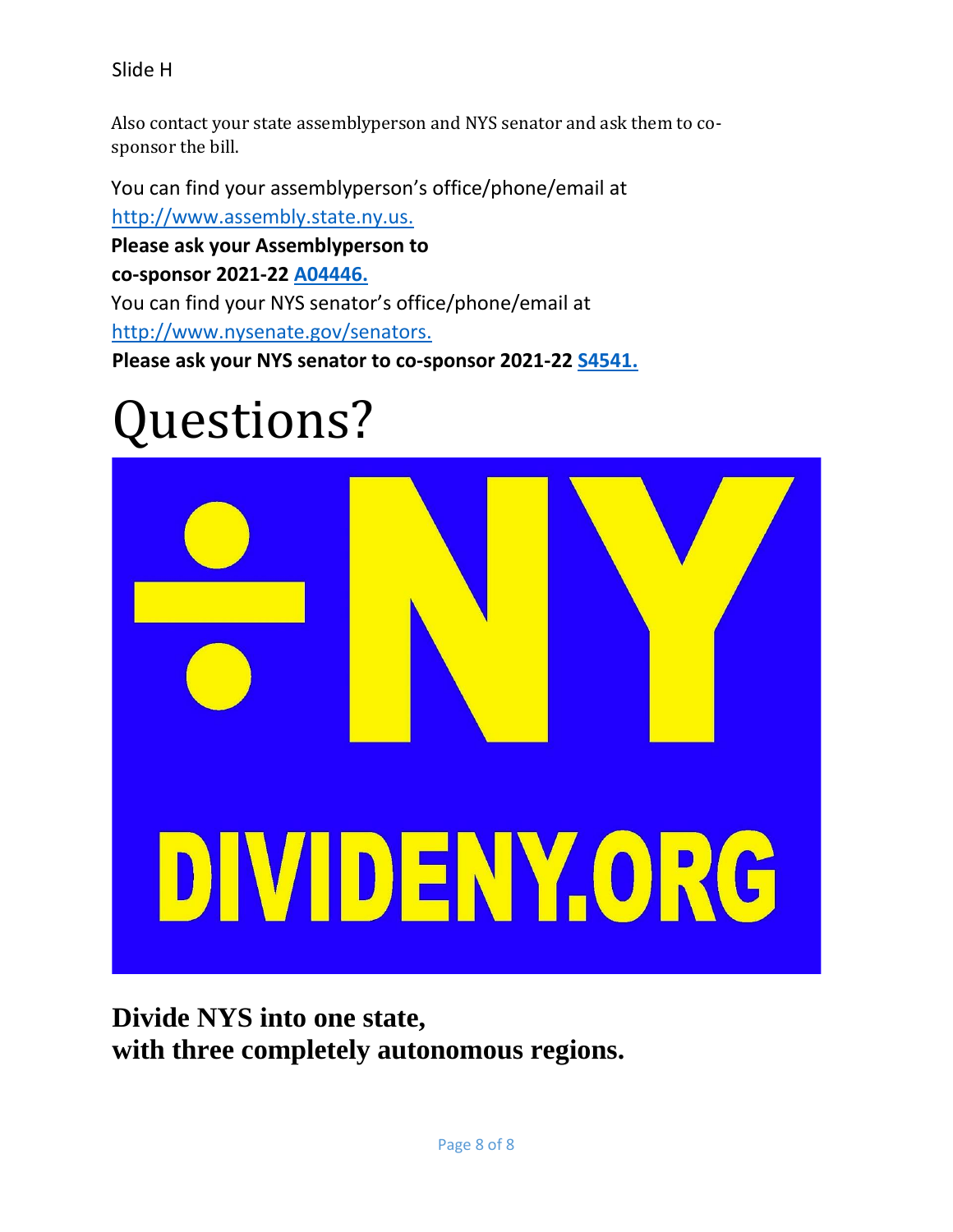Slide H

Also contact your state assemblyperson and NYS senator and ask them to co-sponsor the bill.

You can find your assemblyperson's office/phone/email at http://www.assembly.state.ny.us.

**Please ask your Assemblyperson to co-sponsor 2021-22 A04446.**

You can find your NYS senator's office/phone/email at http://www.nysenate.gov/senators.

**Please ask your NYS senator to co-sponsor 2021-22 S4541.**

# Questions?

÷NY

DIVIDENY.ORG

**Divide NYS into one state,
with three completely autonomous regions.**